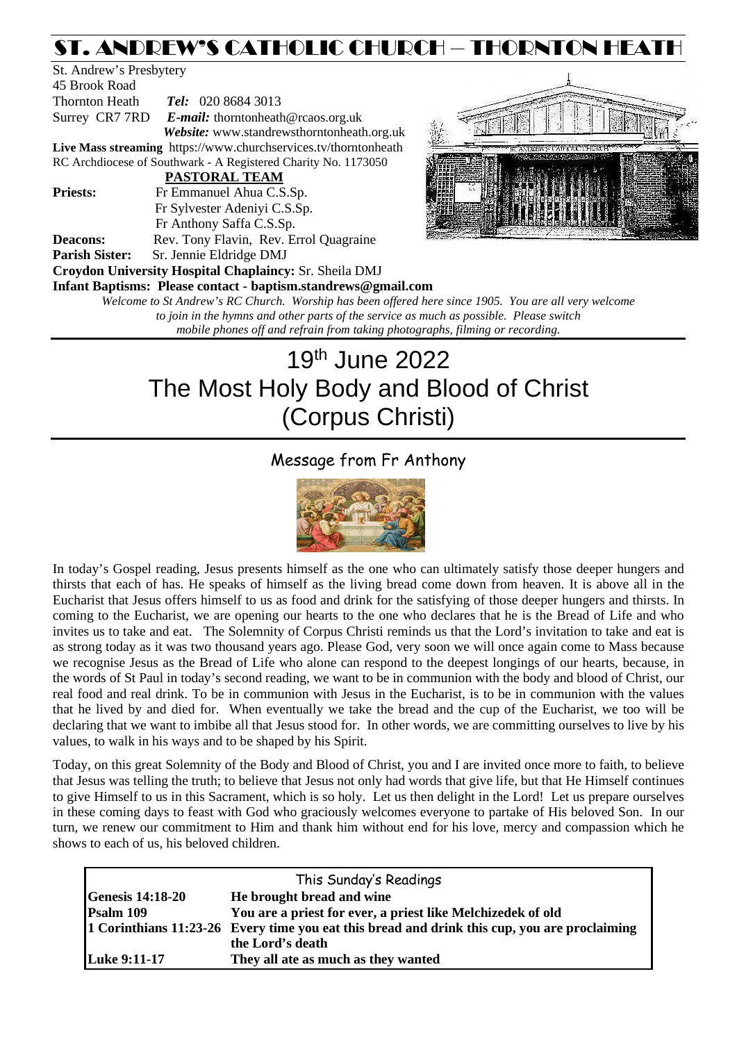# ST. ANDREW'S CATHOLIC CHURCH – THORNTON HEATH

St. Andrew's Presbytery
45 Brook Road
Thornton Heath *Tel:* 020 8684 3013
Surrey CR7 7RD *E-mail:* thorntonheath@rcaos.org.uk
*Website:* www.standrewsthorntonheath.org.uk
**Live Mass streaming** https://www.churchservices.tv/thorntonheath
RC Archdiocese of Southwark - A Registered Charity No. 1173050

**PASTORAL TEAM**

**Priests:** Fr Emmanuel Ahua C.S.Sp.
Fr Sylvester Adeniyi C.S.Sp.
Fr Anthony Saffa C.S.Sp.
**Deacons:** Rev. Tony Flavin, Rev. Errol Quagraine
**Parish Sister:** Sr. Jennie Eldridge DMJ
**Croydon University Hospital Chaplaincy:** Sr. Sheila DMJ
**Infant Baptisms: Please contact - baptism.standrews@gmail.com**

*Welcome to St Andrew's RC Church. Worship has been offered here since 1905. You are all very welcome to join in the hymns and other parts of the service as much as possible. Please switch mobile phones off and refrain from taking photographs, filming or recording.*

# 19th June 2022
# The Most Holy Body and Blood of Christ (Corpus Christi)

## Message from Fr Anthony

In today's Gospel reading, Jesus presents himself as the one who can ultimately satisfy those deeper hungers and thirsts that each of has. He speaks of himself as the living bread come down from heaven. It is above all in the Eucharist that Jesus offers himself to us as food and drink for the satisfying of those deeper hungers and thirsts. In coming to the Eucharist, we are opening our hearts to the one who declares that he is the Bread of Life and who invites us to take and eat. The Solemnity of Corpus Christi reminds us that the Lord's invitation to take and eat is as strong today as it was two thousand years ago. Please God, very soon we will once again come to Mass because we recognise Jesus as the Bread of Life who alone can respond to the deepest longings of our hearts, because, in the words of St Paul in today's second reading, we want to be in communion with the body and blood of Christ, our real food and real drink. To be in communion with Jesus in the Eucharist, is to be in communion with the values that he lived by and died for. When eventually we take the bread and the cup of the Eucharist, we too will be declaring that we want to imbibe all that Jesus stood for. In other words, we are committing ourselves to live by his values, to walk in his ways and to be shaped by his Spirit.

Today, on this great Solemnity of the Body and Blood of Christ, you and I are invited once more to faith, to believe that Jesus was telling the truth; to believe that Jesus not only had words that give life, but that He Himself continues to give Himself to us in this Sacrament, which is so holy. Let us then delight in the Lord! Let us prepare ourselves in these coming days to feast with God who graciously welcomes everyone to partake of His beloved Son. In our turn, we renew our commitment to Him and thank him without end for his love, mercy and compassion which he shows to each of us, his beloved children.

| This Sunday's Readings | |
|---|---|
| **Genesis 14:18-20** | **He brought bread and wine** |
| **Psalm 109** | **You are a priest for ever, a priest like Melchizedek of old** |
| **1 Corinthians 11:23-26** | **Every time you eat this bread and drink this cup, you are proclaiming the Lord's death** |
| **Luke 9:11-17** | **They all ate as much as they wanted** |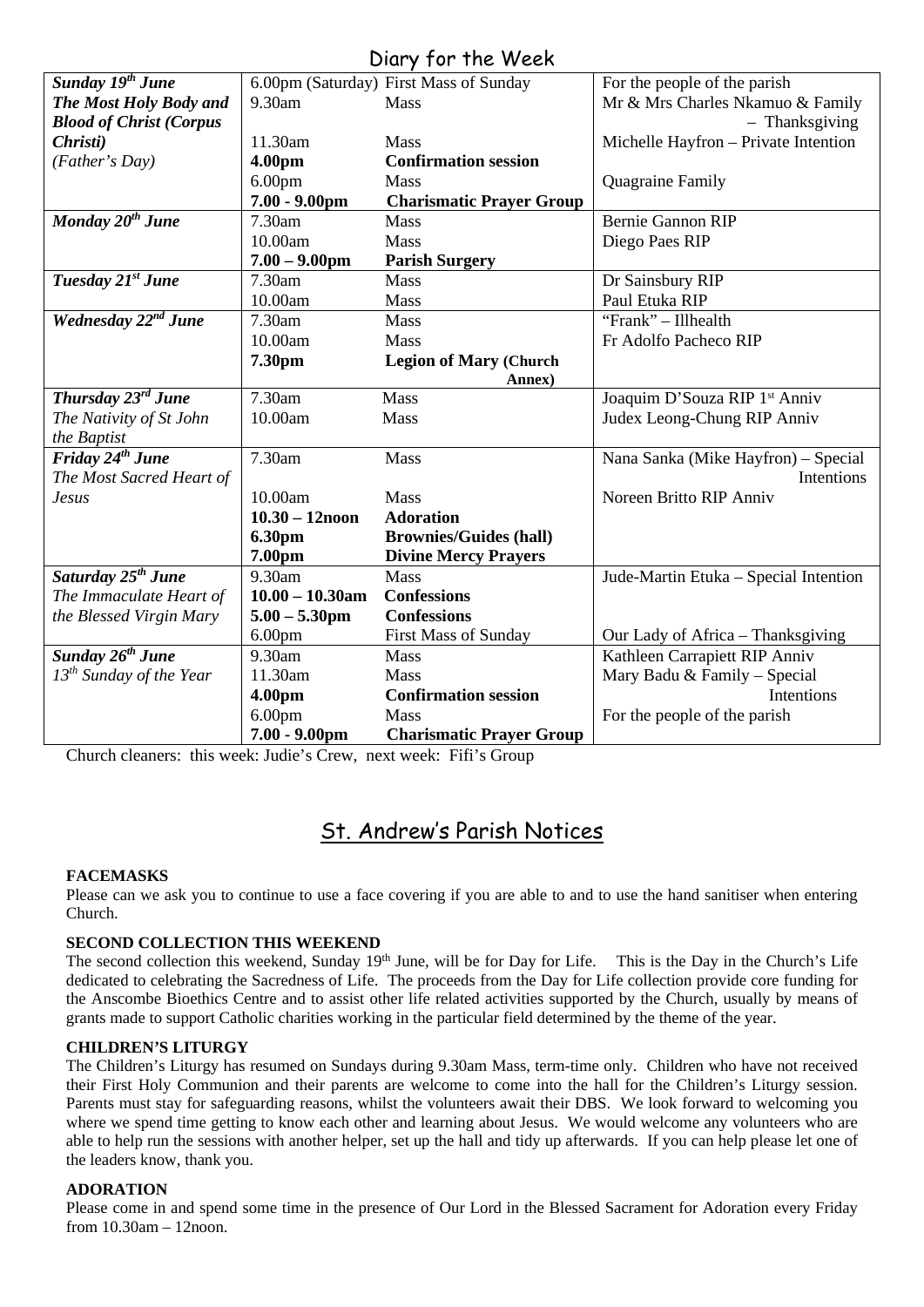## Diary for the Week

| Day | Time | Event | Intention |
|---|---|---|---|
| ***Sunday 19th June*** | 6.00pm (Saturday) | First Mass of Sunday | For the people of the parish |
| ***The Most Holy Body and Blood of Christ (Corpus Christi)*** | 9.30am | Mass | Mr & Mrs Charles Nkamuo & Family – Thanksgiving |
| *(Father's Day)* | 11.30am | Mass | Michelle Hayfron – Private Intention |
| | **4.00pm** | **Confirmation session** | |
| | 6.00pm | Mass | Quagraine Family |
| | **7.00 - 9.00pm** | **Charismatic Prayer Group** | |
| ***Monday 20th June*** | 7.30am | Mass | Bernie Gannon RIP |
| | 10.00am | Mass | Diego Paes RIP |
| | **7.00 – 9.00pm** | **Parish Surgery** | |
| ***Tuesday 21st June*** | 7.30am | Mass | Dr Sainsbury RIP |
| | 10.00am | Mass | Paul Etuka RIP |
| ***Wednesday 22nd June*** | 7.30am | Mass | "Frank" – Illhealth |
| | 10.00am | Mass | Fr Adolfo Pacheco RIP |
| | **7.30pm** | **Legion of Mary (Church Annex)** | |
| ***Thursday 23rd June*** | 7.30am | Mass | Joaquim D'Souza RIP 1st Anniv |
| *The Nativity of St John the Baptist* | 10.00am | Mass | Judex Leong-Chung RIP Anniv |
| ***Friday 24th June*** | 7.30am | Mass | Nana Sanka (Mike Hayfron) – Special Intentions |
| *The Most Sacred Heart of Jesus* | 10.00am | Mass | Noreen Britto RIP Anniv |
| | **10.30 – 12noon** | **Adoration** | |
| | **6.30pm** | **Brownies/Guides (hall)** | |
| | **7.00pm** | **Divine Mercy Prayers** | |
| ***Saturday 25th June*** | 9.30am | Mass | Jude-Martin Etuka – Special Intention |
| *The Immaculate Heart of the Blessed Virgin Mary* | **10.00 – 10.30am** | **Confessions** | |
| | **5.00 – 5.30pm** | **Confessions** | |
| | 6.00pm | First Mass of Sunday | Our Lady of Africa – Thanksgiving |
| ***Sunday 26th June*** | 9.30am | Mass | Kathleen Carrapiett RIP Anniv |
| *13th Sunday of the Year* | 11.30am | Mass | Mary Badu & Family – Special Intentions |
| | **4.00pm** | **Confirmation session** | |
| | 6.00pm | Mass | For the people of the parish |
| | **7.00 - 9.00pm** | **Charismatic Prayer Group** | |

Church cleaners: this week: Judie's Crew, next week: Fifi's Group

## St. Andrew's Parish Notices

**FACEMASKS**

Please can we ask you to continue to use a face covering if you are able to and to use the hand sanitiser when entering Church.

**SECOND COLLECTION THIS WEEKEND**

The second collection this weekend, Sunday 19th June, will be for Day for Life. This is the Day in the Church's Life dedicated to celebrating the Sacredness of Life. The proceeds from the Day for Life collection provide core funding for the Anscombe Bioethics Centre and to assist other life related activities supported by the Church, usually by means of grants made to support Catholic charities working in the particular field determined by the theme of the year.

**CHILDREN'S LITURGY**

The Children's Liturgy has resumed on Sundays during 9.30am Mass, term-time only. Children who have not received their First Holy Communion and their parents are welcome to come into the hall for the Children's Liturgy session. Parents must stay for safeguarding reasons, whilst the volunteers await their DBS. We look forward to welcoming you where we spend time getting to know each other and learning about Jesus. We would welcome any volunteers who are able to help run the sessions with another helper, set up the hall and tidy up afterwards. If you can help please let one of the leaders know, thank you.

**ADORATION**

Please come in and spend some time in the presence of Our Lord in the Blessed Sacrament for Adoration every Friday from 10.30am – 12noon.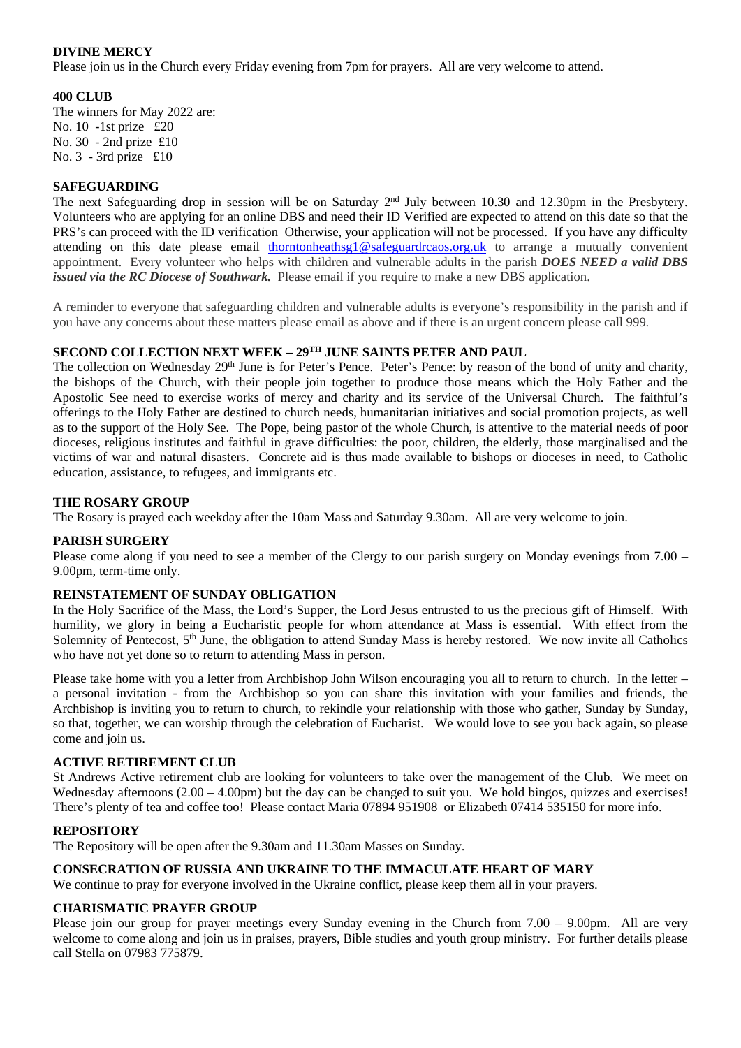**DIVINE MERCY**

Please join us in the Church every Friday evening from 7pm for prayers. All are very welcome to attend.

**400 CLUB**

The winners for May 2022 are:
No. 10 -1st prize £20
No. 30 - 2nd prize £10
No. 3 - 3rd prize £10

**SAFEGUARDING**

The next Safeguarding drop in session will be on Saturday 2nd July between 10.30 and 12.30pm in the Presbytery. Volunteers who are applying for an online DBS and need their ID Verified are expected to attend on this date so that the PRS's can proceed with the ID verification Otherwise, your application will not be processed. If you have any difficulty attending on this date please email thorntonheathsg1@safeguardrcaos.org.uk to arrange a mutually convenient appointment. Every volunteer who helps with children and vulnerable adults in the parish ***DOES NEED a valid DBS issued via the RC Diocese of Southwark.*** Please email if you require to make a new DBS application.

A reminder to everyone that safeguarding children and vulnerable adults is everyone's responsibility in the parish and if you have any concerns about these matters please email as above and if there is an urgent concern please call 999.

**SECOND COLLECTION NEXT WEEK – 29TH JUNE SAINTS PETER AND PAUL**

The collection on Wednesday 29th June is for Peter's Pence. Peter's Pence: by reason of the bond of unity and charity, the bishops of the Church, with their people join together to produce those means which the Holy Father and the Apostolic See need to exercise works of mercy and charity and its service of the Universal Church. The faithful's offerings to the Holy Father are destined to church needs, humanitarian initiatives and social promotion projects, as well as to the support of the Holy See. The Pope, being pastor of the whole Church, is attentive to the material needs of poor dioceses, religious institutes and faithful in grave difficulties: the poor, children, the elderly, those marginalised and the victims of war and natural disasters. Concrete aid is thus made available to bishops or dioceses in need, to Catholic education, assistance, to refugees, and immigrants etc.

**THE ROSARY GROUP**

The Rosary is prayed each weekday after the 10am Mass and Saturday 9.30am. All are very welcome to join.

**PARISH SURGERY**

Please come along if you need to see a member of the Clergy to our parish surgery on Monday evenings from 7.00 – 9.00pm, term-time only.

**REINSTATEMENT OF SUNDAY OBLIGATION**

In the Holy Sacrifice of the Mass, the Lord's Supper, the Lord Jesus entrusted to us the precious gift of Himself. With humility, we glory in being a Eucharistic people for whom attendance at Mass is essential. With effect from the Solemnity of Pentecost, 5th June, the obligation to attend Sunday Mass is hereby restored. We now invite all Catholics who have not yet done so to return to attending Mass in person.

Please take home with you a letter from Archbishop John Wilson encouraging you all to return to church. In the letter – a personal invitation - from the Archbishop so you can share this invitation with your families and friends, the Archbishop is inviting you to return to church, to rekindle your relationship with those who gather, Sunday by Sunday, so that, together, we can worship through the celebration of Eucharist. We would love to see you back again, so please come and join us.

**ACTIVE RETIREMENT CLUB**

St Andrews Active retirement club are looking for volunteers to take over the management of the Club. We meet on Wednesday afternoons (2.00 – 4.00pm) but the day can be changed to suit you. We hold bingos, quizzes and exercises! There's plenty of tea and coffee too! Please contact Maria 07894 951908 or Elizabeth 07414 535150 for more info.

**REPOSITORY**

The Repository will be open after the 9.30am and 11.30am Masses on Sunday.

**CONSECRATION OF RUSSIA AND UKRAINE TO THE IMMACULATE HEART OF MARY**

We continue to pray for everyone involved in the Ukraine conflict, please keep them all in your prayers.

**CHARISMATIC PRAYER GROUP**

Please join our group for prayer meetings every Sunday evening in the Church from 7.00 – 9.00pm. All are very welcome to come along and join us in praises, prayers, Bible studies and youth group ministry. For further details please call Stella on 07983 775879.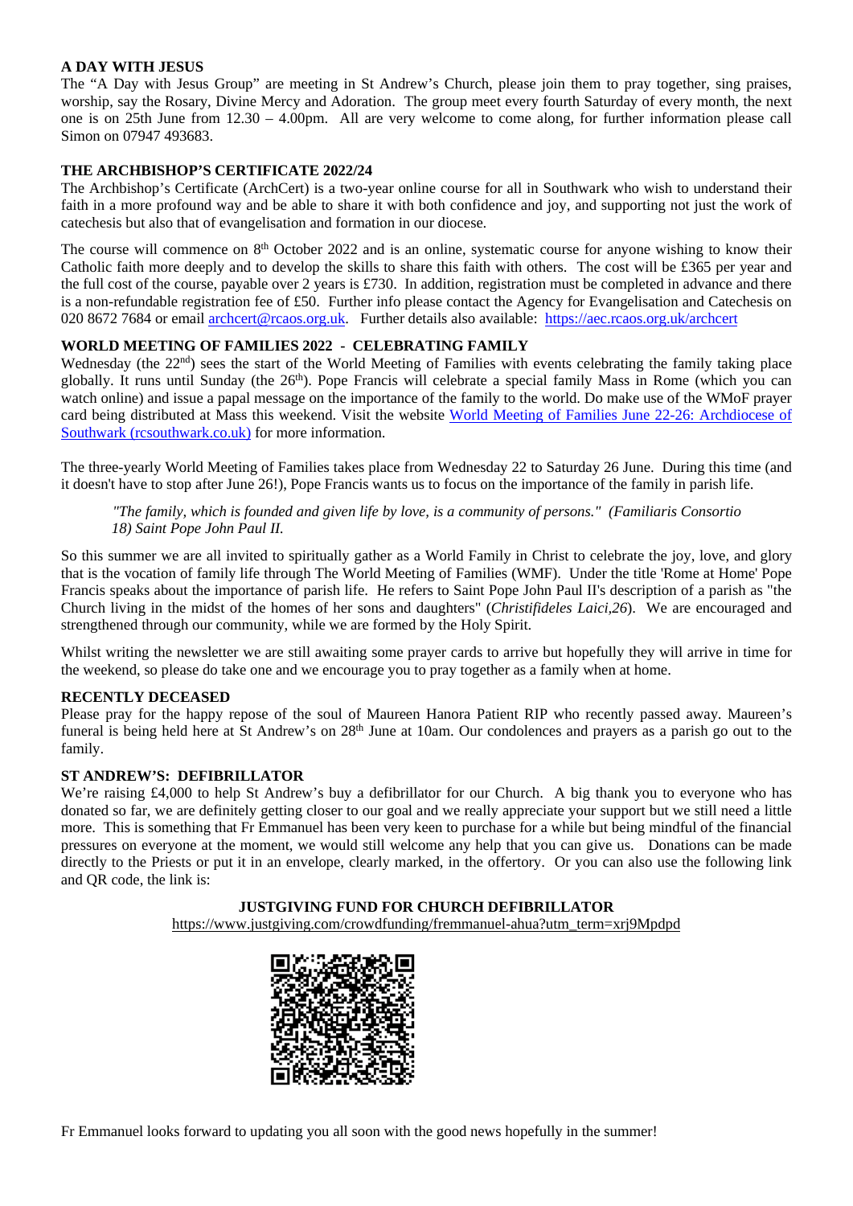## A DAY WITH JESUS

The "A Day with Jesus Group" are meeting in St Andrew's Church, please join them to pray together, sing praises, worship, say the Rosary, Divine Mercy and Adoration. The group meet every fourth Saturday of every month, the next one is on 25th June from 12.30 – 4.00pm. All are very welcome to come along, for further information please call Simon on 07947 493683.

## THE ARCHBISHOP'S CERTIFICATE 2022/24

The Archbishop's Certificate (ArchCert) is a two-year online course for all in Southwark who wish to understand their faith in a more profound way and be able to share it with both confidence and joy, and supporting not just the work of catechesis but also that of evangelisation and formation in our diocese.

The course will commence on 8th October 2022 and is an online, systematic course for anyone wishing to know their Catholic faith more deeply and to develop the skills to share this faith with others. The cost will be £365 per year and the full cost of the course, payable over 2 years is £730. In addition, registration must be completed in advance and there is a non-refundable registration fee of £50. Further info please contact the Agency for Evangelisation and Catechesis on 020 8672 7684 or email archcert@rcaos.org.uk. Further details also available: https://aec.rcaos.org.uk/archcert

## WORLD MEETING OF FAMILIES 2022 - CELEBRATING FAMILY

Wednesday (the 22nd) sees the start of the World Meeting of Families with events celebrating the family taking place globally. It runs until Sunday (the 26th). Pope Francis will celebrate a special family Mass in Rome (which you can watch online) and issue a papal message on the importance of the family to the world. Do make use of the WMoF prayer card being distributed at Mass this weekend. Visit the website World Meeting of Families June 22-26: Archdiocese of Southwark (rcsouthwark.co.uk) for more information.

The three-yearly World Meeting of Families takes place from Wednesday 22 to Saturday 26 June. During this time (and it doesn't have to stop after June 26!), Pope Francis wants us to focus on the importance of the family in parish life.

> *"The family, which is founded and given life by love, is a community of persons." (Familiaris Consortio 18) Saint Pope John Paul II.*

So this summer we are all invited to spiritually gather as a World Family in Christ to celebrate the joy, love, and glory that is the vocation of family life through The World Meeting of Families (WMF). Under the title 'Rome at Home' Pope Francis speaks about the importance of parish life. He refers to Saint Pope John Paul II's description of a parish as "the Church living in the midst of the homes of her sons and daughters" (*Christifideles Laici,26*). We are encouraged and strengthened through our community, while we are formed by the Holy Spirit.

Whilst writing the newsletter we are still awaiting some prayer cards to arrive but hopefully they will arrive in time for the weekend, so please do take one and we encourage you to pray together as a family when at home.

## RECENTLY DECEASED

Please pray for the happy repose of the soul of Maureen Hanora Patient RIP who recently passed away. Maureen's funeral is being held here at St Andrew's on 28th June at 10am. Our condolences and prayers as a parish go out to the family.

## ST ANDREW'S: DEFIBRILLATOR

We're raising £4,000 to help St Andrew's buy a defibrillator for our Church. A big thank you to everyone who has donated so far, we are definitely getting closer to our goal and we really appreciate your support but we still need a little more. This is something that Fr Emmanuel has been very keen to purchase for a while but being mindful of the financial pressures on everyone at the moment, we would still welcome any help that you can give us. Donations can be made directly to the Priests or put it in an envelope, clearly marked, in the offertory. Or you can also use the following link and QR code, the link is:

**JUSTGIVING FUND FOR CHURCH DEFIBRILLATOR**

https://www.justgiving.com/crowdfunding/fremmanuel-ahua?utm_term=xrj9Mpdpd

Fr Emmanuel looks forward to updating you all soon with the good news hopefully in the summer!